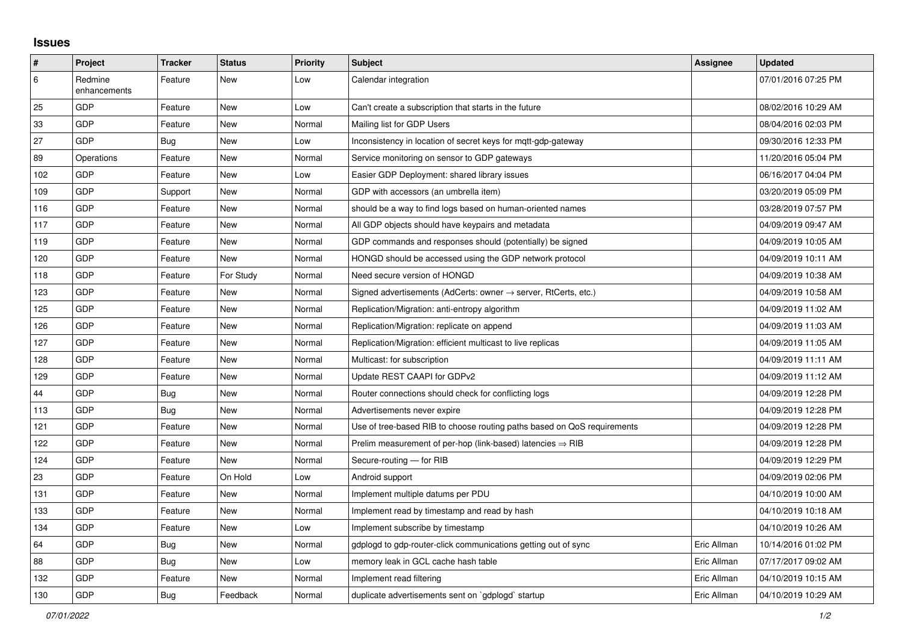# Issues

| # | Project | Tracker | Status | Priority | Subject | Assignee | Updated |
|---|---|---|---|---|---|---|---|
| 6 | Redmine enhancements | Feature | New | Low | Calendar integration | | 07/01/2016 07:25 PM |
| 25 | GDP | Feature | New | Low | Can't create a subscription that starts in the future | | 08/02/2016 10:29 AM |
| 33 | GDP | Feature | New | Normal | Mailing list for GDP Users | | 08/04/2016 02:03 PM |
| 27 | GDP | Bug | New | Low | Inconsistency in location of secret keys for mqtt-gdp-gateway | | 09/30/2016 12:33 PM |
| 89 | Operations | Feature | New | Normal | Service monitoring on sensor to GDP gateways | | 11/20/2016 05:04 PM |
| 102 | GDP | Feature | New | Low | Easier GDP Deployment: shared library issues | | 06/16/2017 04:04 PM |
| 109 | GDP | Support | New | Normal | GDP with accessors (an umbrella item) | | 03/20/2019 05:09 PM |
| 116 | GDP | Feature | New | Normal | should be a way to find logs based on human-oriented names | | 03/28/2019 07:57 PM |
| 117 | GDP | Feature | New | Normal | All GDP objects should have keypairs and metadata | | 04/09/2019 09:47 AM |
| 119 | GDP | Feature | New | Normal | GDP commands and responses should (potentially) be signed | | 04/09/2019 10:05 AM |
| 120 | GDP | Feature | New | Normal | HONGD should be accessed using the GDP network protocol | | 04/09/2019 10:11 AM |
| 118 | GDP | Feature | For Study | Normal | Need secure version of HONGD | | 04/09/2019 10:38 AM |
| 123 | GDP | Feature | New | Normal | Signed advertisements (AdCerts: owner → server, RtCerts, etc.) | | 04/09/2019 10:58 AM |
| 125 | GDP | Feature | New | Normal | Replication/Migration: anti-entropy algorithm | | 04/09/2019 11:02 AM |
| 126 | GDP | Feature | New | Normal | Replication/Migration: replicate on append | | 04/09/2019 11:03 AM |
| 127 | GDP | Feature | New | Normal | Replication/Migration: efficient multicast to live replicas | | 04/09/2019 11:05 AM |
| 128 | GDP | Feature | New | Normal | Multicast: for subscription | | 04/09/2019 11:11 AM |
| 129 | GDP | Feature | New | Normal | Update REST CAAPI for GDPv2 | | 04/09/2019 11:12 AM |
| 44 | GDP | Bug | New | Normal | Router connections should check for conflicting logs | | 04/09/2019 12:28 PM |
| 113 | GDP | Bug | New | Normal | Advertisements never expire | | 04/09/2019 12:28 PM |
| 121 | GDP | Feature | New | Normal | Use of tree-based RIB to choose routing paths based on QoS requirements | | 04/09/2019 12:28 PM |
| 122 | GDP | Feature | New | Normal | Prelim measurement of per-hop (link-based) latencies ⇒ RIB | | 04/09/2019 12:28 PM |
| 124 | GDP | Feature | New | Normal | Secure-routing — for RIB | | 04/09/2019 12:29 PM |
| 23 | GDP | Feature | On Hold | Low | Android support | | 04/09/2019 02:06 PM |
| 131 | GDP | Feature | New | Normal | Implement multiple datums per PDU | | 04/10/2019 10:00 AM |
| 133 | GDP | Feature | New | Normal | Implement read by timestamp and read by hash | | 04/10/2019 10:18 AM |
| 134 | GDP | Feature | New | Low | Implement subscribe by timestamp | | 04/10/2019 10:26 AM |
| 64 | GDP | Bug | New | Normal | gdplogd to gdp-router-click communications getting out of sync | Eric Allman | 10/14/2016 01:02 PM |
| 88 | GDP | Bug | New | Low | memory leak in GCL cache hash table | Eric Allman | 07/17/2017 09:02 AM |
| 132 | GDP | Feature | New | Normal | Implement read filtering | Eric Allman | 04/10/2019 10:15 AM |
| 130 | GDP | Bug | Feedback | Normal | duplicate advertisements sent on `gdplogd` startup | Eric Allman | 04/10/2019 10:29 AM |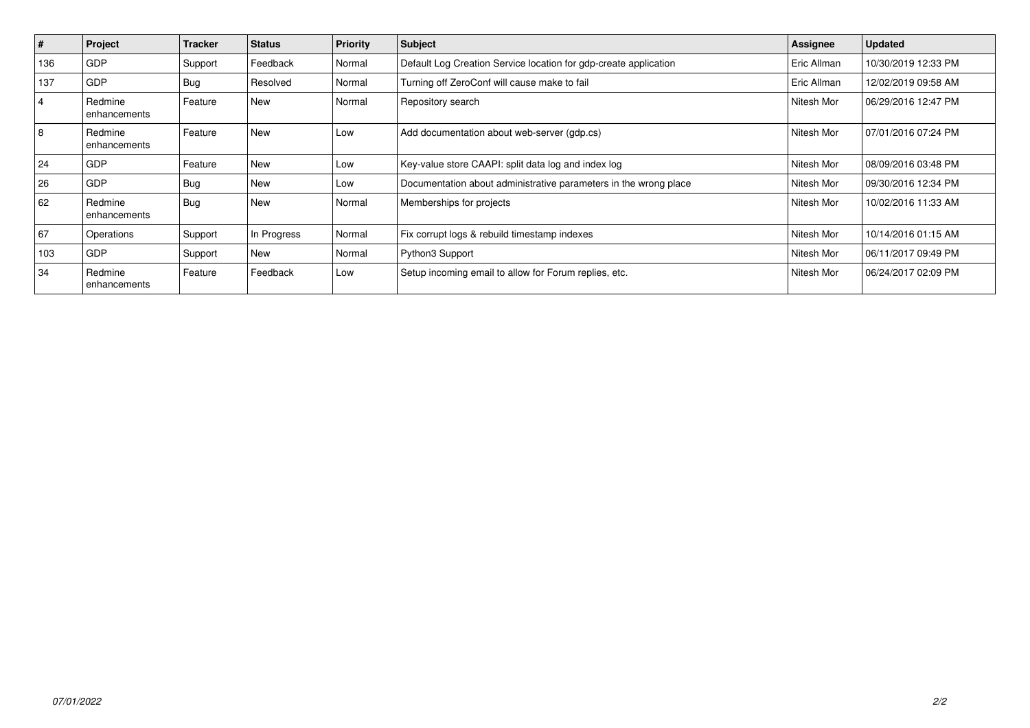| # | Project | Tracker | Status | Priority | Subject | Assignee | Updated |
|---|---|---|---|---|---|---|---|
| 136 | GDP | Support | Feedback | Normal | Default Log Creation Service location for gdp-create application | Eric Allman | 10/30/2019 12:33 PM |
| 137 | GDP | Bug | Resolved | Normal | Turning off ZeroConf will cause make to fail | Eric Allman | 12/02/2019 09:58 AM |
| 4 | Redmine enhancements | Feature | New | Normal | Repository search | Nitesh Mor | 06/29/2016 12:47 PM |
| 8 | Redmine enhancements | Feature | New | Low | Add documentation about web-server (gdp.cs) | Nitesh Mor | 07/01/2016 07:24 PM |
| 24 | GDP | Feature | New | Low | Key-value store CAAPI: split data log and index log | Nitesh Mor | 08/09/2016 03:48 PM |
| 26 | GDP | Bug | New | Low | Documentation about administrative parameters in the wrong place | Nitesh Mor | 09/30/2016 12:34 PM |
| 62 | Redmine enhancements | Bug | New | Normal | Memberships for projects | Nitesh Mor | 10/02/2016 11:33 AM |
| 67 | Operations | Support | In Progress | Normal | Fix corrupt logs & rebuild timestamp indexes | Nitesh Mor | 10/14/2016 01:15 AM |
| 103 | GDP | Support | New | Normal | Python3 Support | Nitesh Mor | 06/11/2017 09:49 PM |
| 34 | Redmine enhancements | Feature | Feedback | Low | Setup incoming email to allow for Forum replies, etc. | Nitesh Mor | 06/24/2017 02:09 PM |